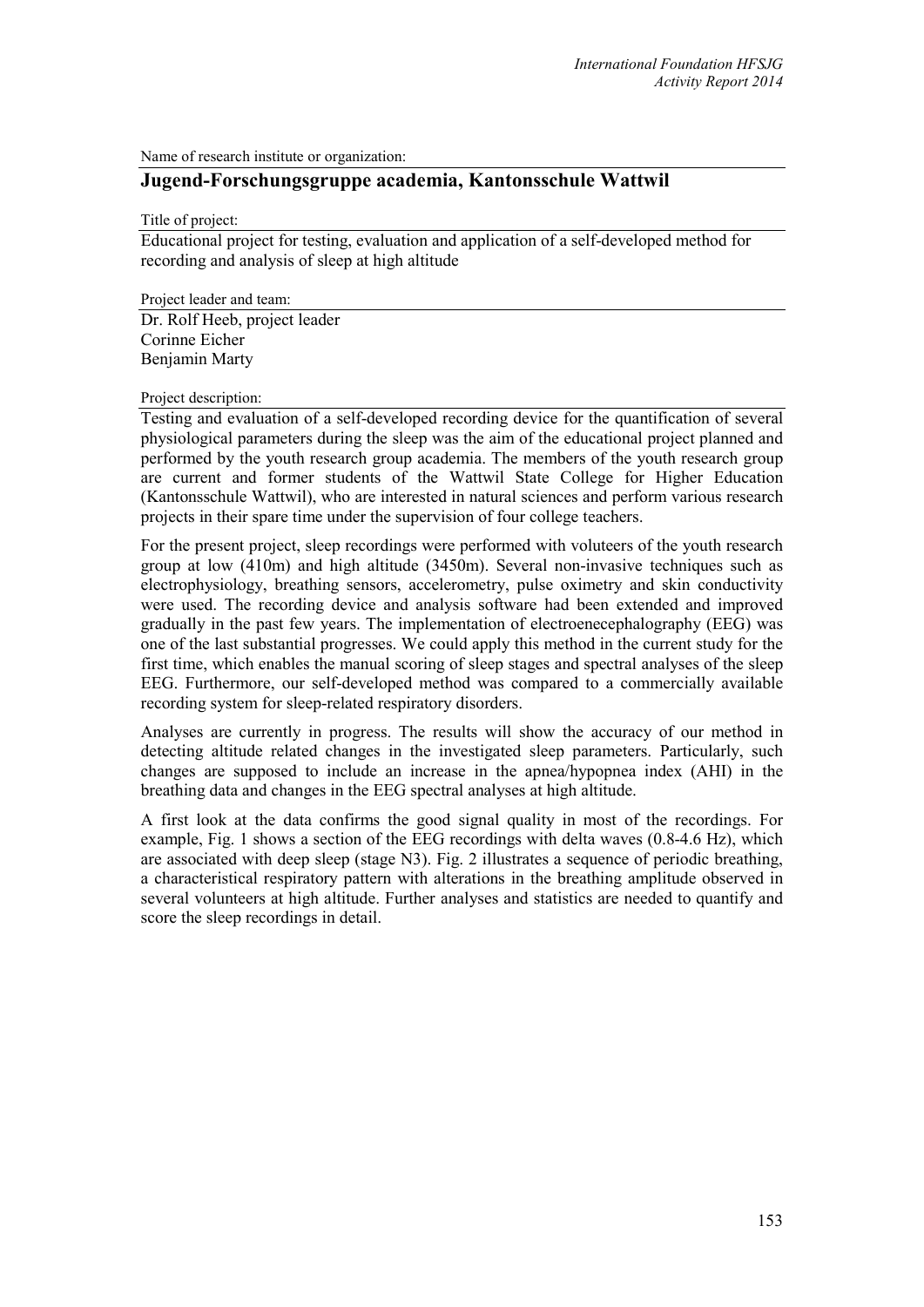Name of research institute or organization:

## Jugend-Forschungsgruppe academia, Kantonsschule Wattwil

Title of project:

Educational project for testing, evaluation and application of a self-developed method for recording and analysis of sleep at high altitude

Project leader and team:

Dr. Rolf Heeb, project leader
Corinne Eicher
Benjamin Marty

Project description:

Testing and evaluation of a self-developed recording device for the quantification of several physiological parameters during the sleep was the aim of the educational project planned and performed by the youth research group academia. The members of the youth research group are current and former students of the Wattwil State College for Higher Education (Kantonsschule Wattwil), who are interested in natural sciences and perform various research projects in their spare time under the supervision of four college teachers.

For the present project, sleep recordings were performed with voluteers of the youth research group at low (410m) and high altitude (3450m). Several non-invasive techniques such as electrophysiology, breathing sensors, accelerometry, pulse oximetry and skin conductivity were used. The recording device and analysis software had been extended and improved gradually in the past few years. The implementation of electroenecephalography (EEG) was one of the last substantial progresses. We could apply this method in the current study for the first time, which enables the manual scoring of sleep stages and spectral analyses of the sleep EEG. Furthermore, our self-developed method was compared to a commercially available recording system for sleep-related respiratory disorders.

Analyses are currently in progress. The results will show the accuracy of our method in detecting altitude related changes in the investigated sleep parameters. Particularly, such changes are supposed to include an increase in the apnea/hypopnea index (AHI) in the breathing data and changes in the EEG spectral analyses at high altitude.

A first look at the data confirms the good signal quality in most of the recordings. For example, Fig. 1 shows a section of the EEG recordings with delta waves (0.8-4.6 Hz), which are associated with deep sleep (stage N3). Fig. 2 illustrates a sequence of periodic breathing, a characteristical respiratory pattern with alterations in the breathing amplitude observed in several volunteers at high altitude. Further analyses and statistics are needed to quantify and score the sleep recordings in detail.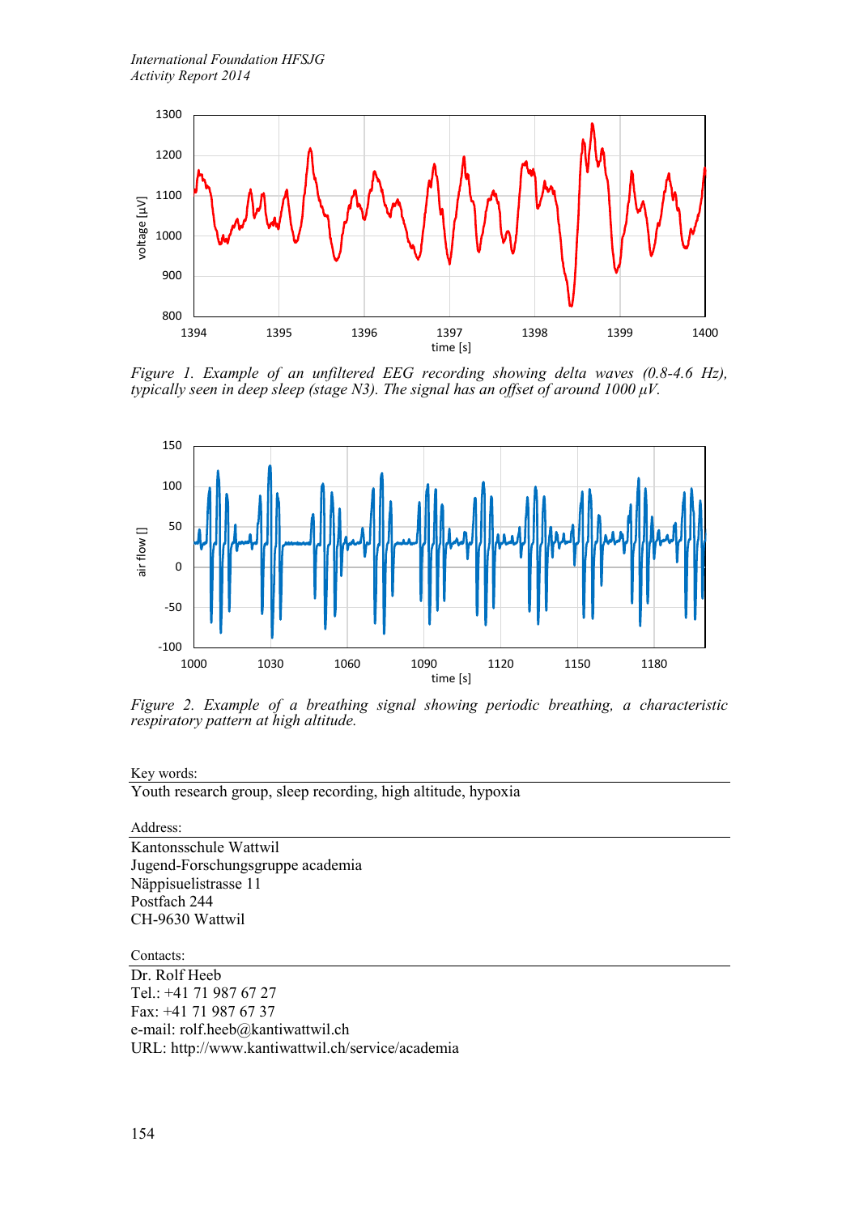1300
1200
1100
1000
900
800

voltage [µV]

1394 1395 1396 1397 1398 1399 1400

time [s]

*Figure 1. Example of an unfiltered EEG recording showing delta waves (0.8-4.6 Hz), typically seen in deep sleep (stage N3). The signal has an offset of around 1000 µV.*

150
100
50
0
-50
-100

air flow []

1000 1030 1060 1090 1120 1150 1180

time [s]

*Figure 2. Example of a breathing signal showing periodic breathing, a characteristic respiratory pattern at high altitude.*

Key words:

Youth research group, sleep recording, high altitude, hypoxia

Address:

Kantonsschule Wattwil
Jugend-Forschungsgruppe academia
Näppisuelistrasse 11
Postfach 244
CH-9630 Wattwil

Contacts:

Dr. Rolf Heeb
Tel.: +41 71 987 67 27
Fax: +41 71 987 67 37
e-mail: rolf.heeb@kantiwattwil.ch
URL: http://www.kantiwattwil.ch/service/academia